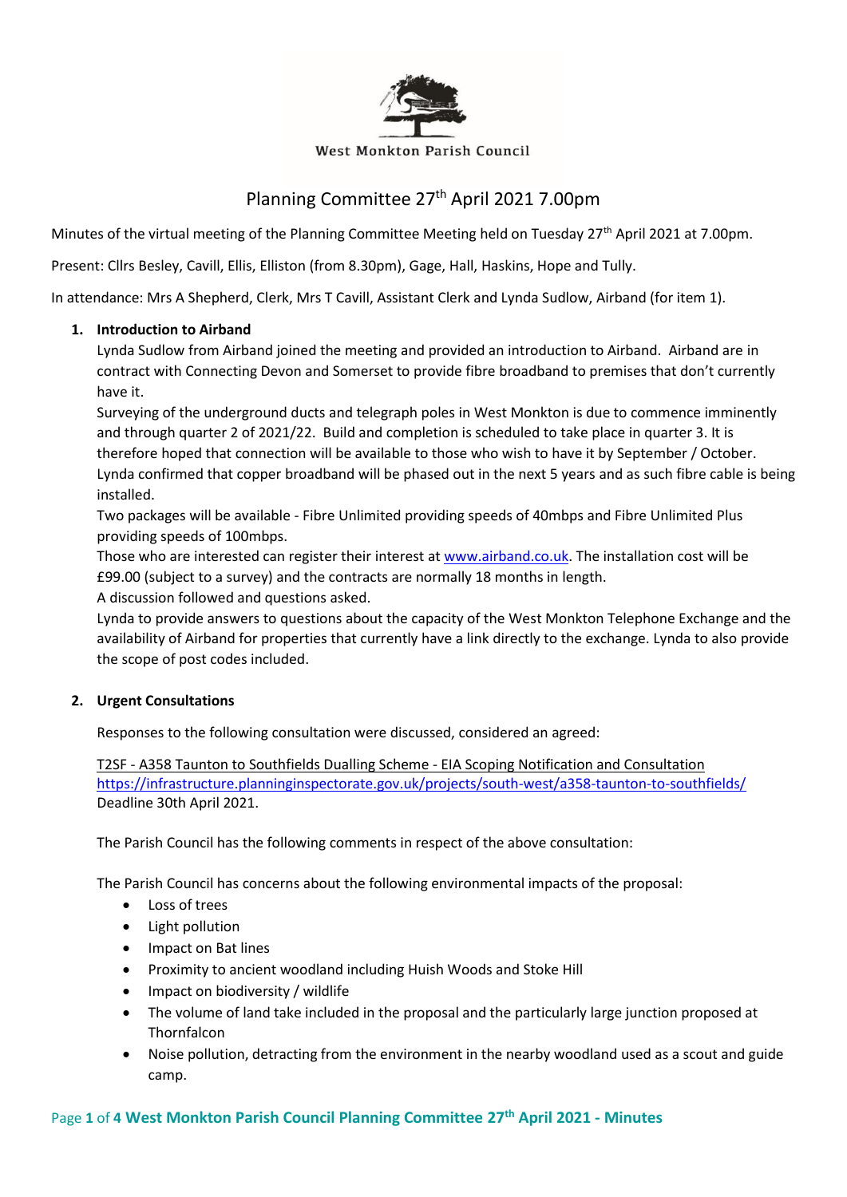West Monkton Parish Council

# Planning Committee 27th April 2021 7.00pm

Minutes of the virtual meeting of the Planning Committee Meeting held on Tuesday 27th April 2021 at 7.00pm.

Present: Cllrs Besley, Cavill, Ellis, Elliston (from 8.30pm), Gage, Hall, Haskins, Hope and Tully.

In attendance: Mrs A Shepherd, Clerk, Mrs T Cavill, Assistant Clerk and Lynda Sudlow, Airband (for item 1).

1. **Introduction to Airband**

   Lynda Sudlow from Airband joined the meeting and provided an introduction to Airband. Airband are in contract with Connecting Devon and Somerset to provide fibre broadband to premises that don't currently have it.

   Surveying of the underground ducts and telegraph poles in West Monkton is due to commence imminently and through quarter 2 of 2021/22. Build and completion is scheduled to take place in quarter 3. It is therefore hoped that connection will be available to those who wish to have it by September / October.

   Lynda confirmed that copper broadband will be phased out in the next 5 years and as such fibre cable is being installed.

   Two packages will be available - Fibre Unlimited providing speeds of 40mbps and Fibre Unlimited Plus providing speeds of 100mbps.

   Those who are interested can register their interest at www.airband.co.uk. The installation cost will be £99.00 (subject to a survey) and the contracts are normally 18 months in length.

   A discussion followed and questions asked.

   Lynda to provide answers to questions about the capacity of the West Monkton Telephone Exchange and the availability of Airband for properties that currently have a link directly to the exchange. Lynda to also provide the scope of post codes included.

2. **Urgent Consultations**

   Responses to the following consultation were discussed, considered an agreed:

   T2SF - A358 Taunton to Southfields Dualling Scheme - EIA Scoping Notification and Consultation
   https://infrastructure.planninginspectorate.gov.uk/projects/south-west/a358-taunton-to-southfields/
   Deadline 30th April 2021.

   The Parish Council has the following comments in respect of the above consultation:

   The Parish Council has concerns about the following environmental impacts of the proposal:

   - Loss of trees
   - Light pollution
   - Impact on Bat lines
   - Proximity to ancient woodland including Huish Woods and Stoke Hill
   - Impact on biodiversity / wildlife
   - The volume of land take included in the proposal and the particularly large junction proposed at Thornfalcon
   - Noise pollution, detracting from the environment in the nearby woodland used as a scout and guide camp.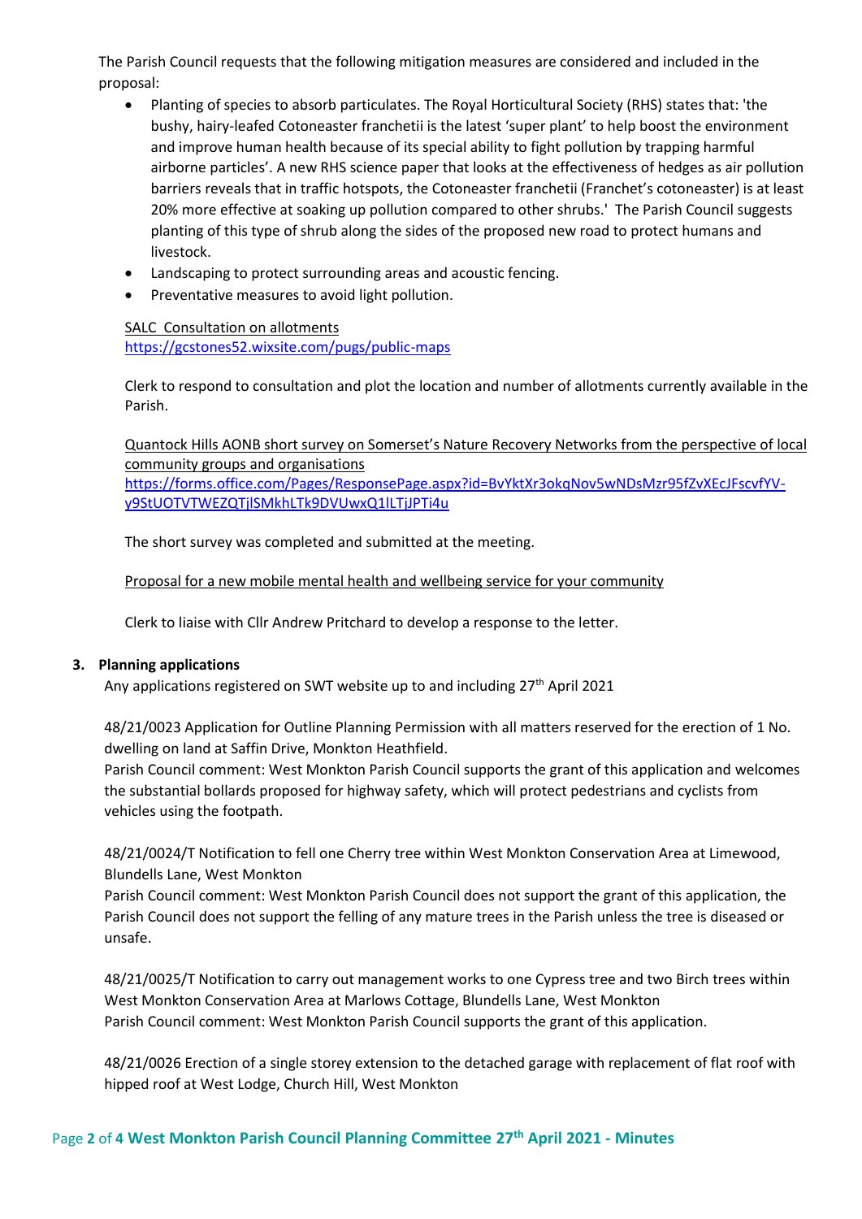The Parish Council requests that the following mitigation measures are considered and included in the proposal:

- Planting of species to absorb particulates. The Royal Horticultural Society (RHS) states that: 'the bushy, hairy-leafed Cotoneaster franchetii is the latest 'super plant' to help boost the environment and improve human health because of its special ability to fight pollution by trapping harmful airborne particles'. A new RHS science paper that looks at the effectiveness of hedges as air pollution barriers reveals that in traffic hotspots, the Cotoneaster franchetii (Franchet's cotoneaster) is at least 20% more effective at soaking up pollution compared to other shrubs.' The Parish Council suggests planting of this type of shrub along the sides of the proposed new road to protect humans and livestock.
- Landscaping to protect surrounding areas and acoustic fencing.
- Preventative measures to avoid light pollution.

SALC Consultation on allotments
https://gcstones52.wixsite.com/pugs/public-maps

Clerk to respond to consultation and plot the location and number of allotments currently available in the Parish.

Quantock Hills AONB short survey on Somerset's Nature Recovery Networks from the perspective of local community groups and organisations
https://forms.office.com/Pages/ResponsePage.aspx?id=BvYktXr3okqNov5wNDsMzr95fZvXEcJFscvfYV-y9StUOTVTWEZQTjlSMkhLTk9DVUwxQ1lLTjJPTi4u

The short survey was completed and submitted at the meeting.

Proposal for a new mobile mental health and wellbeing service for your community

Clerk to liaise with Cllr Andrew Pritchard to develop a response to the letter.

**3. Planning applications**

Any applications registered on SWT website up to and including 27th April 2021

48/21/0023 Application for Outline Planning Permission with all matters reserved for the erection of 1 No. dwelling on land at Saffin Drive, Monkton Heathfield.
Parish Council comment: West Monkton Parish Council supports the grant of this application and welcomes the substantial bollards proposed for highway safety, which will protect pedestrians and cyclists from vehicles using the footpath.

48/21/0024/T Notification to fell one Cherry tree within West Monkton Conservation Area at Limewood, Blundells Lane, West Monkton
Parish Council comment: West Monkton Parish Council does not support the grant of this application, the Parish Council does not support the felling of any mature trees in the Parish unless the tree is diseased or unsafe.

48/21/0025/T Notification to carry out management works to one Cypress tree and two Birch trees within West Monkton Conservation Area at Marlows Cottage, Blundells Lane, West Monkton
Parish Council comment: West Monkton Parish Council supports the grant of this application.

48/21/0026 Erection of a single storey extension to the detached garage with replacement of flat roof with hipped roof at West Lodge, Church Hill, West Monkton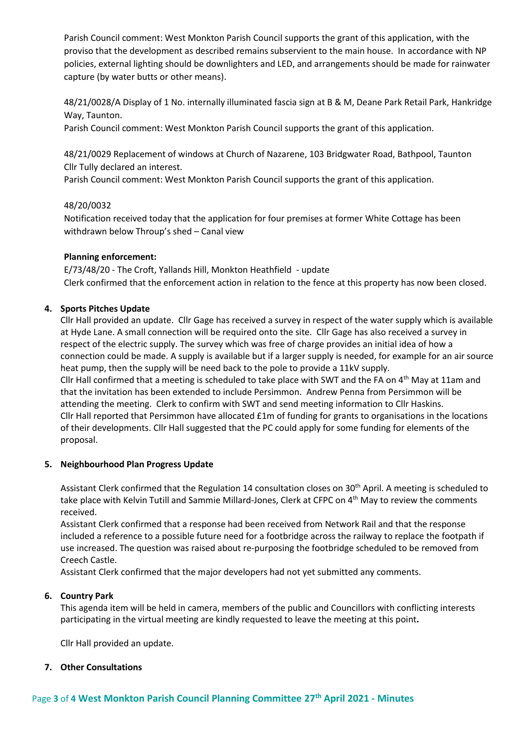Parish Council comment: West Monkton Parish Council supports the grant of this application, with the proviso that the development as described remains subservient to the main house. In accordance with NP policies, external lighting should be downlighters and LED, and arrangements should be made for rainwater capture (by water butts or other means).

48/21/0028/A Display of 1 No. internally illuminated fascia sign at B & M, Deane Park Retail Park, Hankridge Way, Taunton.
Parish Council comment: West Monkton Parish Council supports the grant of this application.

48/21/0029 Replacement of windows at Church of Nazarene, 103 Bridgwater Road, Bathpool, Taunton
Cllr Tully declared an interest.
Parish Council comment: West Monkton Parish Council supports the grant of this application.

48/20/0032
Notification received today that the application for four premises at former White Cottage has been withdrawn below Throup's shed – Canal view

**Planning enforcement:**
E/73/48/20 - The Croft, Yallands Hill, Monkton Heathfield - update
Clerk confirmed that the enforcement action in relation to the fence at this property has now been closed.

4. **Sports Pitches Update**
   Cllr Hall provided an update. Cllr Gage has received a survey in respect of the water supply which is available at Hyde Lane. A small connection will be required onto the site. Cllr Gage has also received a survey in respect of the electric supply. The survey which was free of charge provides an initial idea of how a connection could be made. A supply is available but if a larger supply is needed, for example for an air source heat pump, then the supply will be need back to the pole to provide a 11kV supply.
   Cllr Hall confirmed that a meeting is scheduled to take place with SWT and the FA on 4th May at 11am and that the invitation has been extended to include Persimmon. Andrew Penna from Persimmon will be attending the meeting. Clerk to confirm with SWT and send meeting information to Cllr Haskins.
   Cllr Hall reported that Persimmon have allocated £1m of funding for grants to organisations in the locations of their developments. Cllr Hall suggested that the PC could apply for some funding for elements of the proposal.

5. **Neighbourhood Plan Progress Update**

   Assistant Clerk confirmed that the Regulation 14 consultation closes on 30th April. A meeting is scheduled to take place with Kelvin Tutill and Sammie Millard-Jones, Clerk at CFPC on 4th May to review the comments received.
   Assistant Clerk confirmed that a response had been received from Network Rail and that the response included a reference to a possible future need for a footbridge across the railway to replace the footpath if use increased. The question was raised about re-purposing the footbridge scheduled to be removed from Creech Castle.
   Assistant Clerk confirmed that the major developers had not yet submitted any comments.

6. **Country Park**
   This agenda item will be held in camera, members of the public and Councillors with conflicting interests participating in the virtual meeting are kindly requested to leave the meeting at this point**.**

   Cllr Hall provided an update.

7. **Other Consultations**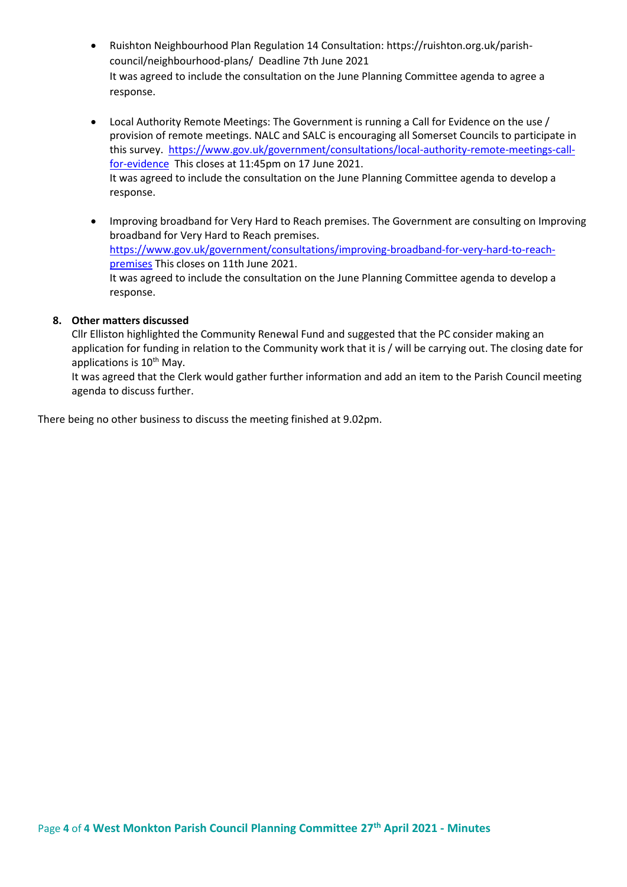- Ruishton Neighbourhood Plan Regulation 14 Consultation: https://ruishton.org.uk/parish-council/neighbourhood-plans/ Deadline 7th June 2021
  It was agreed to include the consultation on the June Planning Committee agenda to agree a response.

- Local Authority Remote Meetings: The Government is running a Call for Evidence on the use / provision of remote meetings. NALC and SALC is encouraging all Somerset Councils to participate in this survey. https://www.gov.uk/government/consultations/local-authority-remote-meetings-call-for-evidence This closes at 11:45pm on 17 June 2021.
  It was agreed to include the consultation on the June Planning Committee agenda to develop a response.

- Improving broadband for Very Hard to Reach premises. The Government are consulting on Improving broadband for Very Hard to Reach premises.
  https://www.gov.uk/government/consultations/improving-broadband-for-very-hard-to-reach-premises This closes on 11th June 2021.
  It was agreed to include the consultation on the June Planning Committee agenda to develop a response.

**8. Other matters discussed**

Cllr Elliston highlighted the Community Renewal Fund and suggested that the PC consider making an application for funding in relation to the Community work that it is / will be carrying out. The closing date for applications is 10th May.

It was agreed that the Clerk would gather further information and add an item to the Parish Council meeting agenda to discuss further.

There being no other business to discuss the meeting finished at 9.02pm.